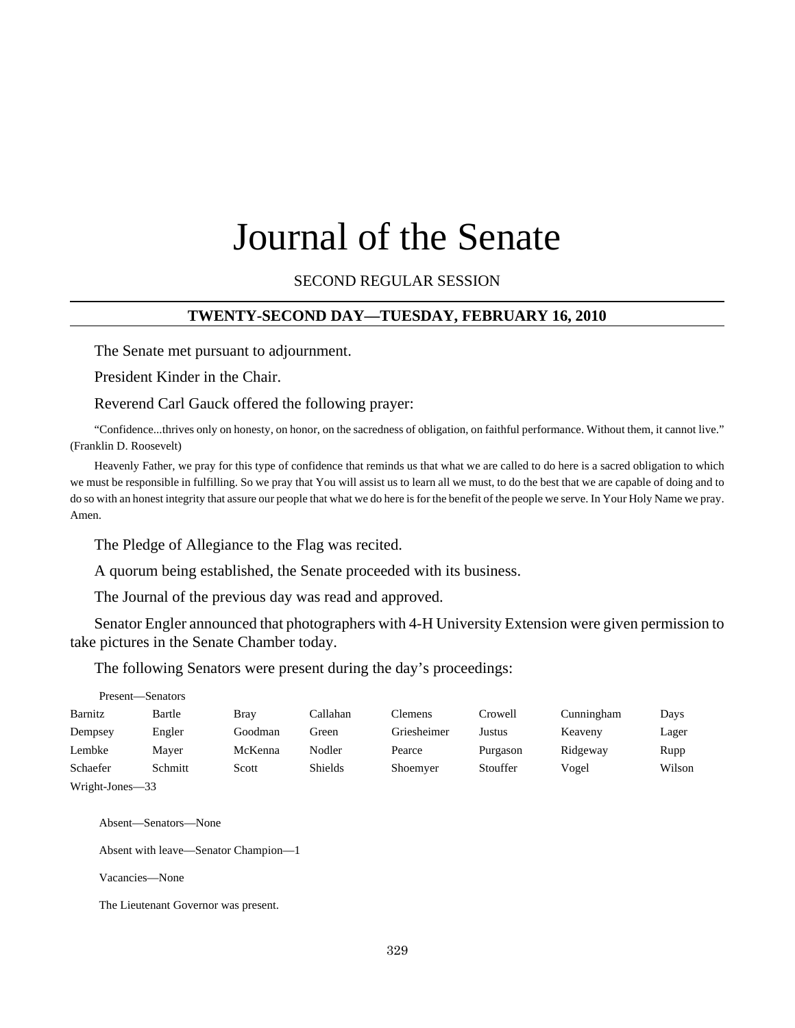# Journal of the Senate

SECOND REGULAR SESSION

## TWENTY-SECOND DAY—TUESDAY, FEBRUARY 16, 2010

The Senate met pursuant to adjournment.

President Kinder in the Chair.

Reverend Carl Gauck offered the following prayer:

"Confidence...thrives only on honesty, on honor, on the sacredness of obligation, on faithful performance. Without them, it cannot live." (Franklin D. Roosevelt)

Heavenly Father, we pray for this type of confidence that reminds us that what we are called to do here is a sacred obligation to which we must be responsible in fulfilling. So we pray that You will assist us to learn all we must, to do the best that we are capable of doing and to do so with an honest integrity that assure our people that what we do here is for the benefit of the people we serve. In Your Holy Name we pray. Amen.

The Pledge of Allegiance to the Flag was recited.

A quorum being established, the Senate proceeded with its business.

The Journal of the previous day was read and approved.

Senator Engler announced that photographers with 4-H University Extension were given permission to take pictures in the Senate Chamber today.

The following Senators were present during the day's proceedings:

Present—Senators

| | | | | | | | |
|---|---|---|---|---|---|---|---|
| Barnitz | Bartle | Bray | Callahan | Clemens | Crowell | Cunningham | Days |
| Dempsey | Engler | Goodman | Green | Griesheimer | Justus | Keaveny | Lager |
| Lembke | Mayer | McKenna | Nodler | Pearce | Purgason | Ridgeway | Rupp |
| Schaefer | Schmitt | Scott | Shields | Shoemyer | Stouffer | Vogel | Wilson |
| Wright-Jones—33 | | | | | | | |

Absent—Senators—None

Absent with leave—Senator Champion—1

Vacancies—None

The Lieutenant Governor was present.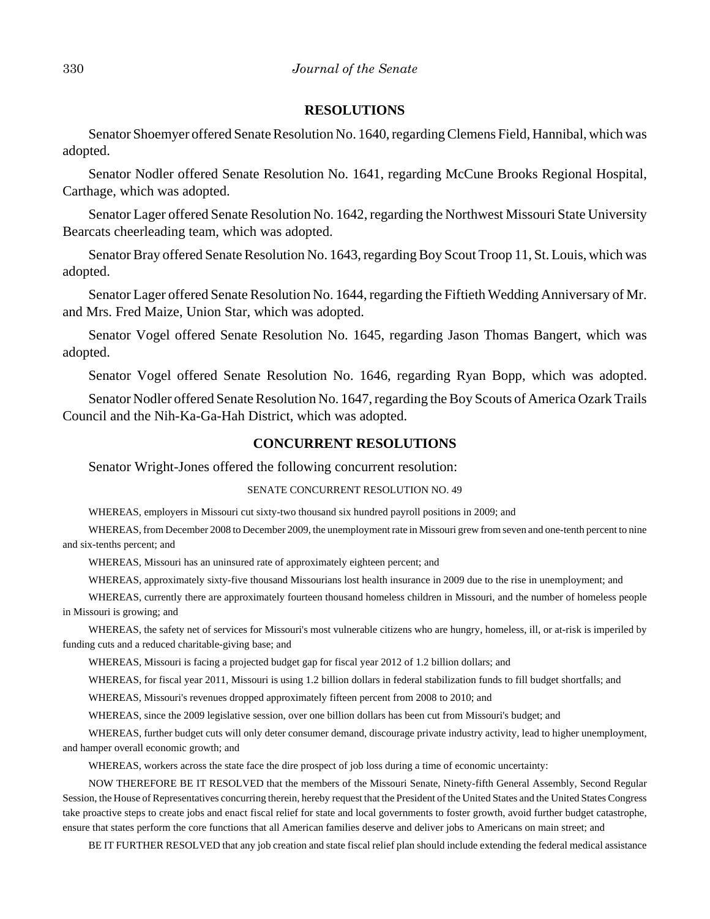## RESOLUTIONS

Senator Shoemyer offered Senate Resolution No. 1640, regarding Clemens Field, Hannibal, which was adopted.

Senator Nodler offered Senate Resolution No. 1641, regarding McCune Brooks Regional Hospital, Carthage, which was adopted.

Senator Lager offered Senate Resolution No. 1642, regarding the Northwest Missouri State University Bearcats cheerleading team, which was adopted.

Senator Bray offered Senate Resolution No. 1643, regarding Boy Scout Troop 11, St. Louis, which was adopted.

Senator Lager offered Senate Resolution No. 1644, regarding the Fiftieth Wedding Anniversary of Mr. and Mrs. Fred Maize, Union Star, which was adopted.

Senator Vogel offered Senate Resolution No. 1645, regarding Jason Thomas Bangert, which was adopted.

Senator Vogel offered Senate Resolution No. 1646, regarding Ryan Bopp, which was adopted.

Senator Nodler offered Senate Resolution No. 1647, regarding the Boy Scouts of America Ozark Trails Council and the Nih-Ka-Ga-Hah District, which was adopted.

## CONCURRENT RESOLUTIONS

Senator Wright-Jones offered the following concurrent resolution:

SENATE CONCURRENT RESOLUTION NO. 49

WHEREAS, employers in Missouri cut sixty-two thousand six hundred payroll positions in 2009; and

WHEREAS, from December 2008 to December 2009, the unemployment rate in Missouri grew from seven and one-tenth percent to nine and six-tenths percent; and

WHEREAS, Missouri has an uninsured rate of approximately eighteen percent; and

WHEREAS, approximately sixty-five thousand Missourians lost health insurance in 2009 due to the rise in unemployment; and

WHEREAS, currently there are approximately fourteen thousand homeless children in Missouri, and the number of homeless people in Missouri is growing; and

WHEREAS, the safety net of services for Missouri's most vulnerable citizens who are hungry, homeless, ill, or at-risk is imperiled by funding cuts and a reduced charitable-giving base; and

WHEREAS, Missouri is facing a projected budget gap for fiscal year 2012 of 1.2 billion dollars; and

WHEREAS, for fiscal year 2011, Missouri is using 1.2 billion dollars in federal stabilization funds to fill budget shortfalls; and

WHEREAS, Missouri's revenues dropped approximately fifteen percent from 2008 to 2010; and

WHEREAS, since the 2009 legislative session, over one billion dollars has been cut from Missouri's budget; and

WHEREAS, further budget cuts will only deter consumer demand, discourage private industry activity, lead to higher unemployment, and hamper overall economic growth; and

WHEREAS, workers across the state face the dire prospect of job loss during a time of economic uncertainty:

NOW THEREFORE BE IT RESOLVED that the members of the Missouri Senate, Ninety-fifth General Assembly, Second Regular Session, the House of Representatives concurring therein, hereby request that the President of the United States and the United States Congress take proactive steps to create jobs and enact fiscal relief for state and local governments to foster growth, avoid further budget catastrophe, ensure that states perform the core functions that all American families deserve and deliver jobs to Americans on main street; and

BE IT FURTHER RESOLVED that any job creation and state fiscal relief plan should include extending the federal medical assistance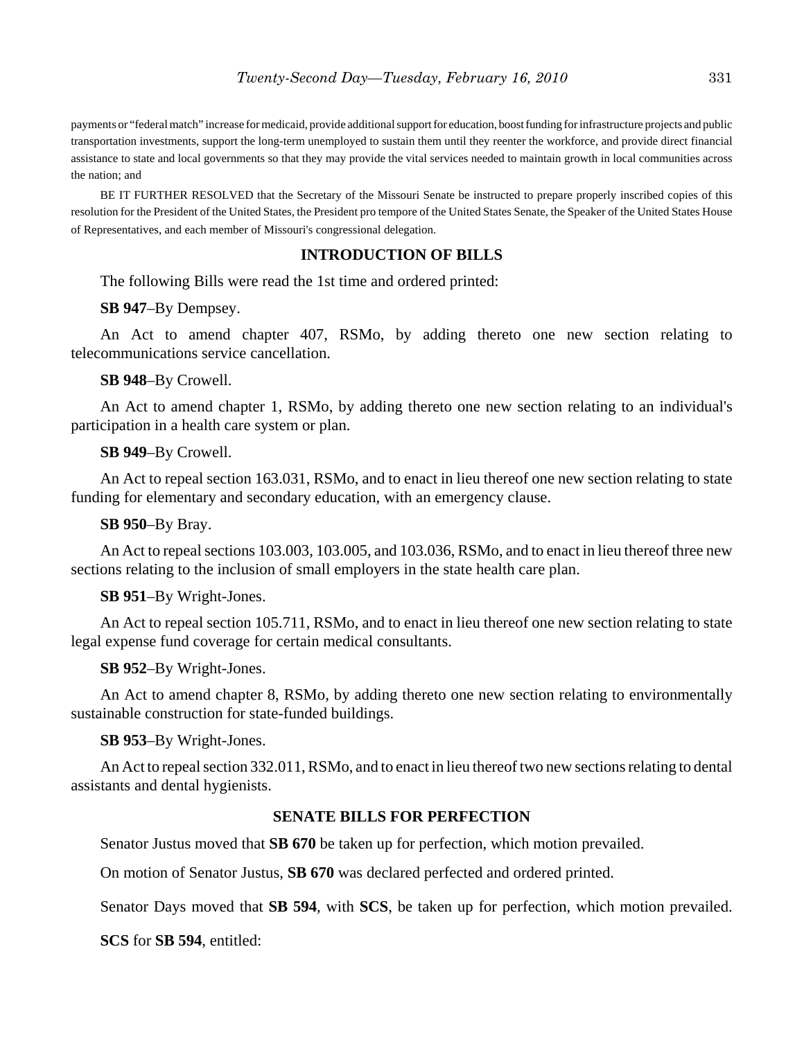payments or "federal match" increase for medicaid, provide additional support for education, boost funding for infrastructure projects and public transportation investments, support the long-term unemployed to sustain them until they reenter the workforce, and provide direct financial assistance to state and local governments so that they may provide the vital services needed to maintain growth in local communities across the nation; and

BE IT FURTHER RESOLVED that the Secretary of the Missouri Senate be instructed to prepare properly inscribed copies of this resolution for the President of the United States, the President pro tempore of the United States Senate, the Speaker of the United States House of Representatives, and each member of Missouri's congressional delegation.

## INTRODUCTION OF BILLS

The following Bills were read the 1st time and ordered printed:

**SB 947**–By Dempsey.

An Act to amend chapter 407, RSMo, by adding thereto one new section relating to telecommunications service cancellation.

**SB 948**–By Crowell.

An Act to amend chapter 1, RSMo, by adding thereto one new section relating to an individual's participation in a health care system or plan.

**SB 949**–By Crowell.

An Act to repeal section 163.031, RSMo, and to enact in lieu thereof one new section relating to state funding for elementary and secondary education, with an emergency clause.

**SB 950**–By Bray.

An Act to repeal sections 103.003, 103.005, and 103.036, RSMo, and to enact in lieu thereof three new sections relating to the inclusion of small employers in the state health care plan.

**SB 951**–By Wright-Jones.

An Act to repeal section 105.711, RSMo, and to enact in lieu thereof one new section relating to state legal expense fund coverage for certain medical consultants.

**SB 952**–By Wright-Jones.

An Act to amend chapter 8, RSMo, by adding thereto one new section relating to environmentally sustainable construction for state-funded buildings.

**SB 953**–By Wright-Jones.

An Act to repeal section 332.011, RSMo, and to enact in lieu thereof two new sections relating to dental assistants and dental hygienists.

## SENATE BILLS FOR PERFECTION

Senator Justus moved that **SB 670** be taken up for perfection, which motion prevailed.

On motion of Senator Justus, **SB 670** was declared perfected and ordered printed.

Senator Days moved that **SB 594**, with **SCS**, be taken up for perfection, which motion prevailed.

**SCS** for **SB 594**, entitled: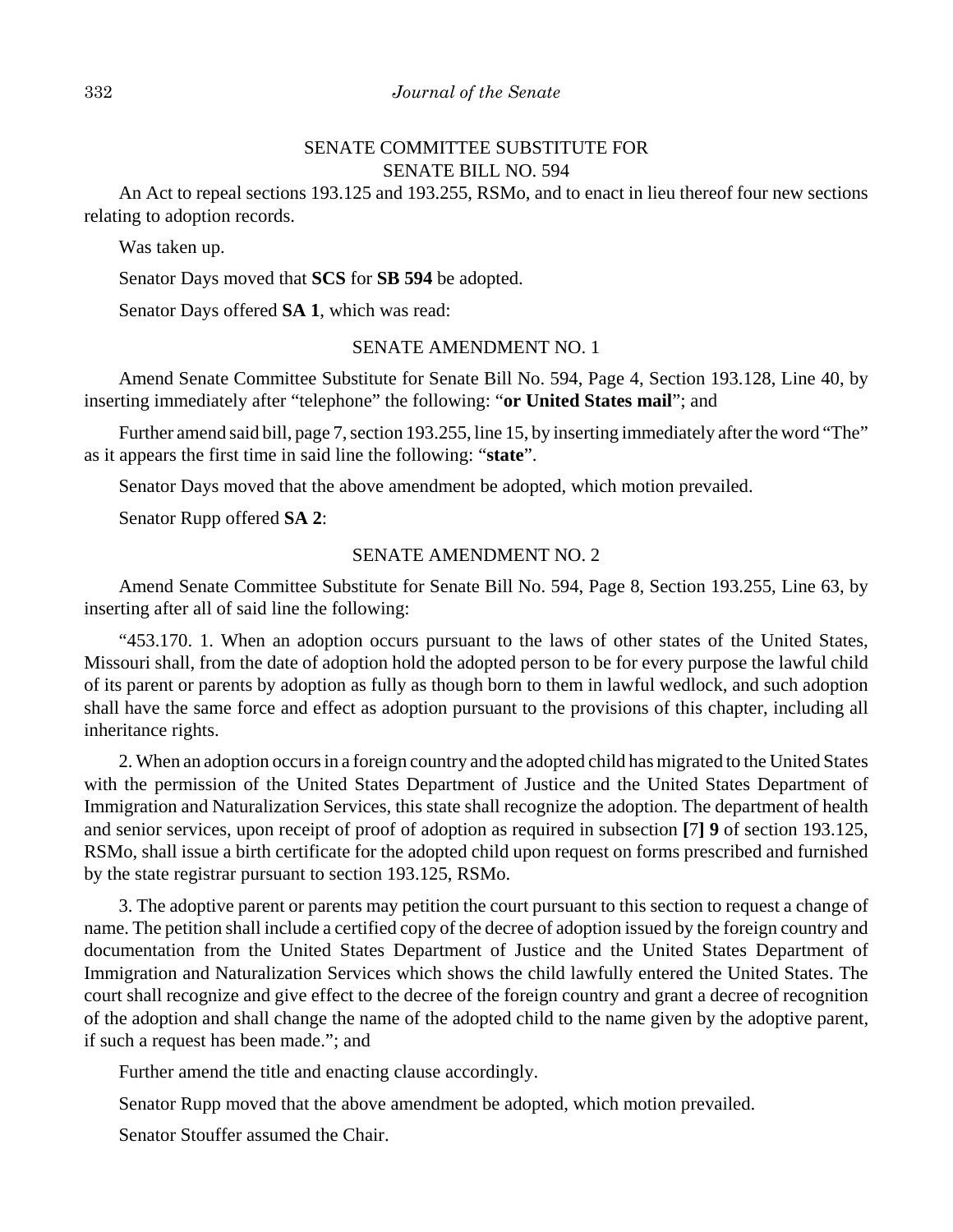SENATE COMMITTEE SUBSTITUTE FOR
SENATE BILL NO. 594

An Act to repeal sections 193.125 and 193.255, RSMo, and to enact in lieu thereof four new sections relating to adoption records.

Was taken up.

Senator Days moved that **SCS** for **SB 594** be adopted.

Senator Days offered **SA 1**, which was read:

SENATE AMENDMENT NO. 1

Amend Senate Committee Substitute for Senate Bill No. 594, Page 4, Section 193.128, Line 40, by inserting immediately after "telephone" the following: "**or United States mail**"; and

Further amend said bill, page 7, section 193.255, line 15, by inserting immediately after the word "The" as it appears the first time in said line the following: "**state**".

Senator Days moved that the above amendment be adopted, which motion prevailed.

Senator Rupp offered **SA 2**:

SENATE AMENDMENT NO. 2

Amend Senate Committee Substitute for Senate Bill No. 594, Page 8, Section 193.255, Line 63, by inserting after all of said line the following:

"453.170. 1. When an adoption occurs pursuant to the laws of other states of the United States, Missouri shall, from the date of adoption hold the adopted person to be for every purpose the lawful child of its parent or parents by adoption as fully as though born to them in lawful wedlock, and such adoption shall have the same force and effect as adoption pursuant to the provisions of this chapter, including all inheritance rights.

2. When an adoption occurs in a foreign country and the adopted child has migrated to the United States with the permission of the United States Department of Justice and the United States Department of Immigration and Naturalization Services, this state shall recognize the adoption. The department of health and senior services, upon receipt of proof of adoption as required in subsection **[**7**]** **9** of section 193.125, RSMo, shall issue a birth certificate for the adopted child upon request on forms prescribed and furnished by the state registrar pursuant to section 193.125, RSMo.

3. The adoptive parent or parents may petition the court pursuant to this section to request a change of name. The petition shall include a certified copy of the decree of adoption issued by the foreign country and documentation from the United States Department of Justice and the United States Department of Immigration and Naturalization Services which shows the child lawfully entered the United States. The court shall recognize and give effect to the decree of the foreign country and grant a decree of recognition of the adoption and shall change the name of the adopted child to the name given by the adoptive parent, if such a request has been made."; and

Further amend the title and enacting clause accordingly.

Senator Rupp moved that the above amendment be adopted, which motion prevailed.

Senator Stouffer assumed the Chair.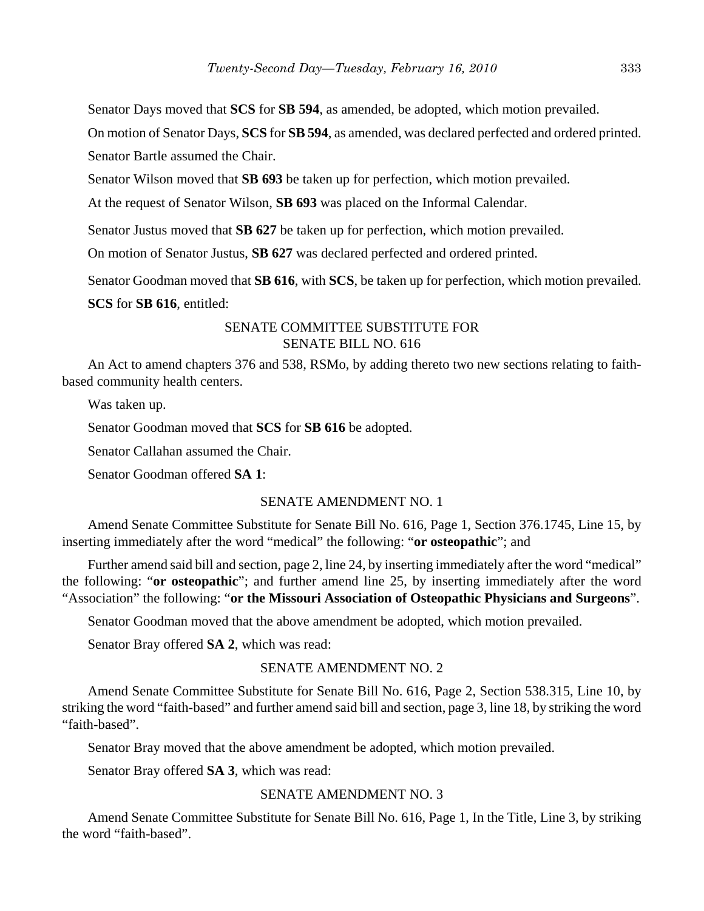Senator Days moved that **SCS** for **SB 594**, as amended, be adopted, which motion prevailed.

On motion of Senator Days, **SCS** for **SB 594**, as amended, was declared perfected and ordered printed.

Senator Bartle assumed the Chair.

Senator Wilson moved that **SB 693** be taken up for perfection, which motion prevailed.

At the request of Senator Wilson, **SB 693** was placed on the Informal Calendar.

Senator Justus moved that **SB 627** be taken up for perfection, which motion prevailed.

On motion of Senator Justus, **SB 627** was declared perfected and ordered printed.

Senator Goodman moved that **SB 616**, with **SCS**, be taken up for perfection, which motion prevailed.

**SCS** for **SB 616**, entitled:

SENATE COMMITTEE SUBSTITUTE FOR
SENATE BILL NO. 616

An Act to amend chapters 376 and 538, RSMo, by adding thereto two new sections relating to faith-based community health centers.

Was taken up.

Senator Goodman moved that **SCS** for **SB 616** be adopted.

Senator Callahan assumed the Chair.

Senator Goodman offered **SA 1**:

SENATE AMENDMENT NO. 1

Amend Senate Committee Substitute for Senate Bill No. 616, Page 1, Section 376.1745, Line 15, by inserting immediately after the word "medical" the following: "**or osteopathic**"; and

Further amend said bill and section, page 2, line 24, by inserting immediately after the word "medical" the following: "**or osteopathic**"; and further amend line 25, by inserting immediately after the word "Association" the following: "**or the Missouri Association of Osteopathic Physicians and Surgeons**".

Senator Goodman moved that the above amendment be adopted, which motion prevailed.

Senator Bray offered **SA 2**, which was read:

SENATE AMENDMENT NO. 2

Amend Senate Committee Substitute for Senate Bill No. 616, Page 2, Section 538.315, Line 10, by striking the word "faith-based" and further amend said bill and section, page 3, line 18, by striking the word "faith-based".

Senator Bray moved that the above amendment be adopted, which motion prevailed.

Senator Bray offered **SA 3**, which was read:

SENATE AMENDMENT NO. 3

Amend Senate Committee Substitute for Senate Bill No. 616, Page 1, In the Title, Line 3, by striking the word "faith-based".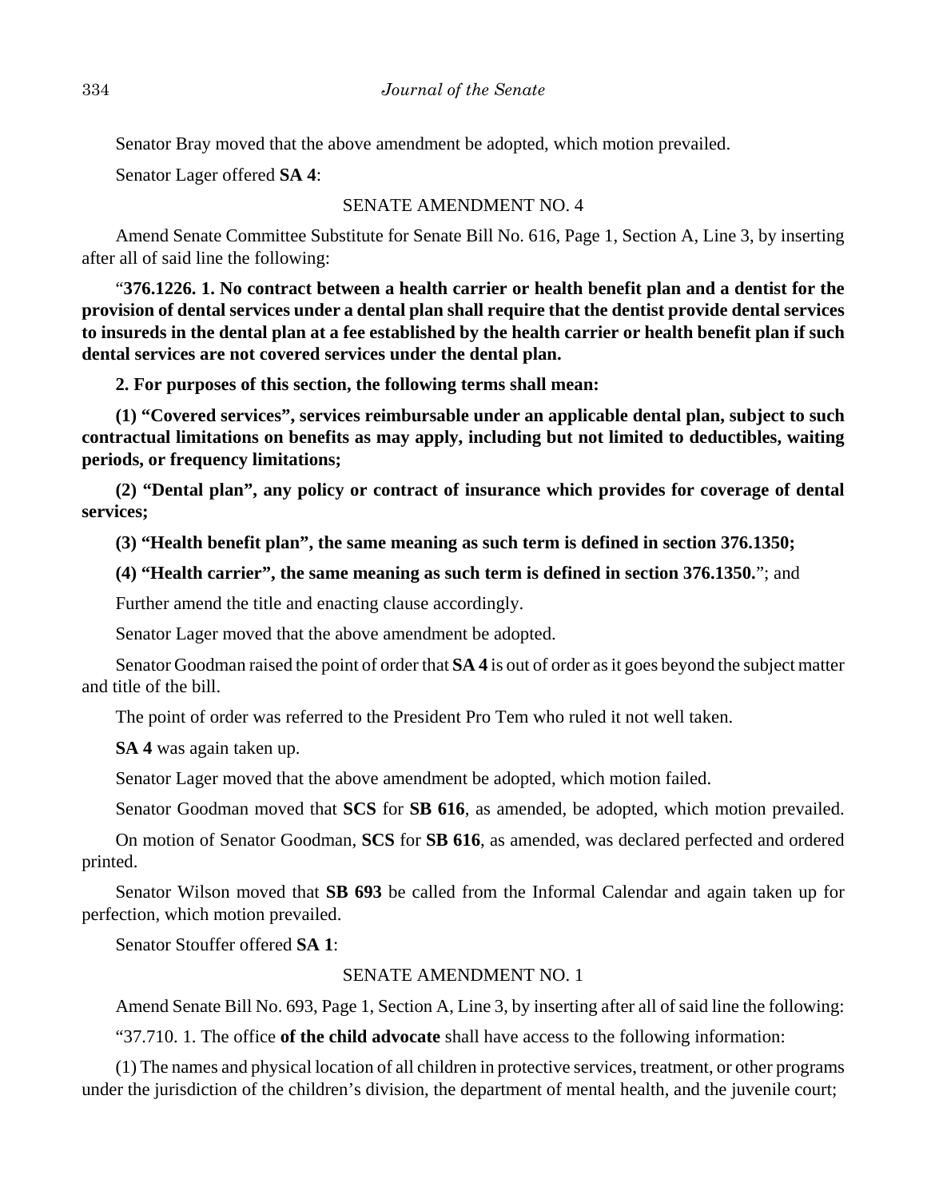Senator Bray moved that the above amendment be adopted, which motion prevailed.

Senator Lager offered **SA 4**:

SENATE AMENDMENT NO. 4

Amend Senate Committee Substitute for Senate Bill No. 616, Page 1, Section A, Line 3, by inserting after all of said line the following:

"**376.1226. 1. No contract between a health carrier or health benefit plan and a dentist for the provision of dental services under a dental plan shall require that the dentist provide dental services to insureds in the dental plan at a fee established by the health carrier or health benefit plan if such dental services are not covered services under the dental plan.**

**2. For purposes of this section, the following terms shall mean:**

**(1) "Covered services", services reimbursable under an applicable dental plan, subject to such contractual limitations on benefits as may apply, including but not limited to deductibles, waiting periods, or frequency limitations;**

**(2) "Dental plan", any policy or contract of insurance which provides for coverage of dental services;**

**(3) "Health benefit plan", the same meaning as such term is defined in section 376.1350;**

**(4) "Health carrier", the same meaning as such term is defined in section 376.1350.**"; and

Further amend the title and enacting clause accordingly.

Senator Lager moved that the above amendment be adopted.

Senator Goodman raised the point of order that **SA 4** is out of order as it goes beyond the subject matter and title of the bill.

The point of order was referred to the President Pro Tem who ruled it not well taken.

**SA 4** was again taken up.

Senator Lager moved that the above amendment be adopted, which motion failed.

Senator Goodman moved that **SCS** for **SB 616**, as amended, be adopted, which motion prevailed.

On motion of Senator Goodman, **SCS** for **SB 616**, as amended, was declared perfected and ordered printed.

Senator Wilson moved that **SB 693** be called from the Informal Calendar and again taken up for perfection, which motion prevailed.

Senator Stouffer offered **SA 1**:

SENATE AMENDMENT NO. 1

Amend Senate Bill No. 693, Page 1, Section A, Line 3, by inserting after all of said line the following:

"37.710. 1. The office **of the child advocate** shall have access to the following information:

(1) The names and physical location of all children in protective services, treatment, or other programs under the jurisdiction of the children's division, the department of mental health, and the juvenile court;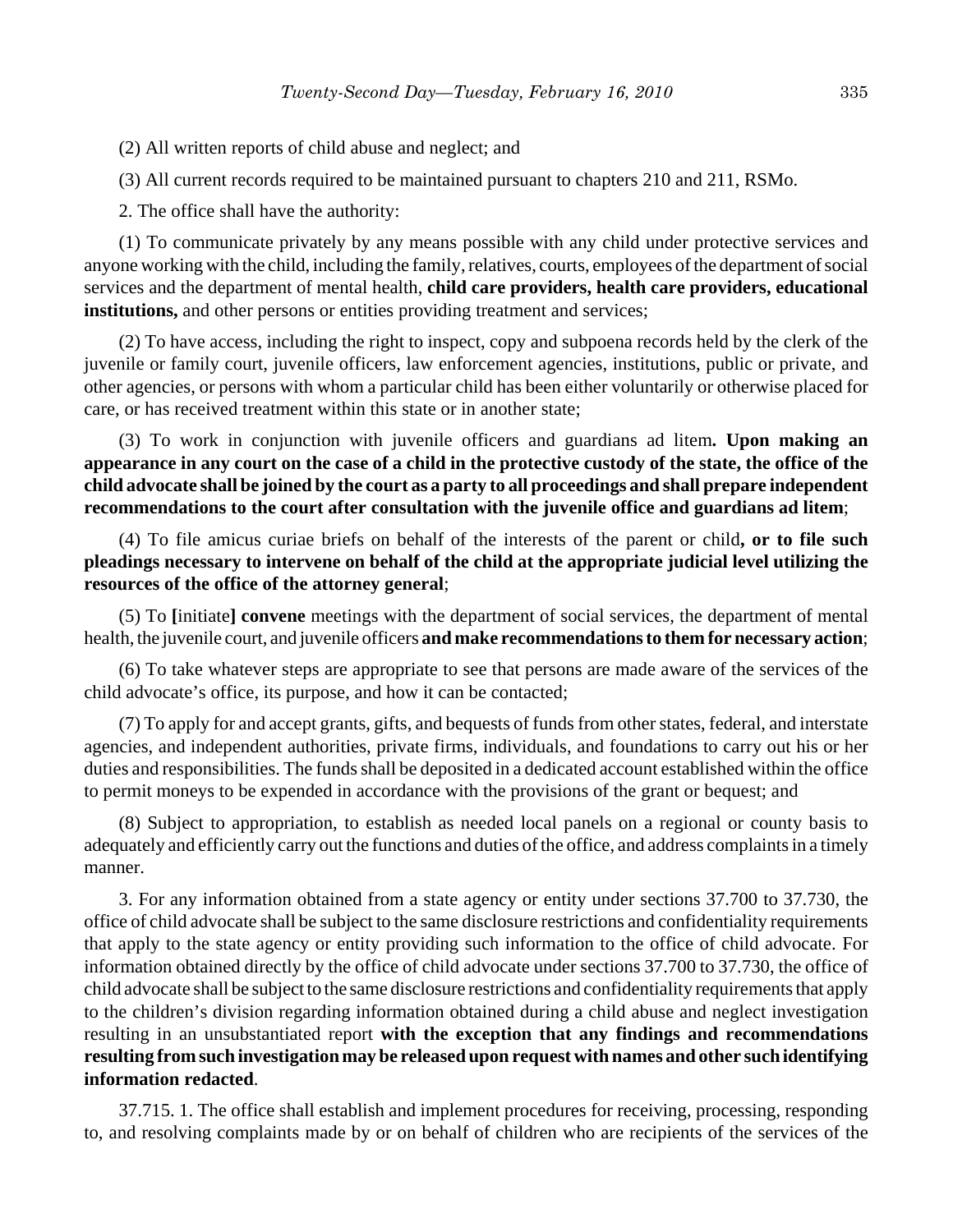(2) All written reports of child abuse and neglect; and

(3) All current records required to be maintained pursuant to chapters 210 and 211, RSMo.

2. The office shall have the authority:

(1) To communicate privately by any means possible with any child under protective services and anyone working with the child, including the family, relatives, courts, employees of the department of social services and the department of mental health, **child care providers, health care providers, educational institutions,** and other persons or entities providing treatment and services;

(2) To have access, including the right to inspect, copy and subpoena records held by the clerk of the juvenile or family court, juvenile officers, law enforcement agencies, institutions, public or private, and other agencies, or persons with whom a particular child has been either voluntarily or otherwise placed for care, or has received treatment within this state or in another state;

(3) To work in conjunction with juvenile officers and guardians ad litem**. Upon making an appearance in any court on the case of a child in the protective custody of the state, the office of the child advocate shall be joined by the court as a party to all proceedings and shall prepare independent recommendations to the court after consultation with the juvenile office and guardians ad litem**;

(4) To file amicus curiae briefs on behalf of the interests of the parent or child**, or to file such pleadings necessary to intervene on behalf of the child at the appropriate judicial level utilizing the resources of the office of the attorney general**;

(5) To **[**initiate**] convene** meetings with the department of social services, the department of mental health, the juvenile court, and juvenile officers **and make recommendations to them for necessary action**;

(6) To take whatever steps are appropriate to see that persons are made aware of the services of the child advocate's office, its purpose, and how it can be contacted;

(7) To apply for and accept grants, gifts, and bequests of funds from other states, federal, and interstate agencies, and independent authorities, private firms, individuals, and foundations to carry out his or her duties and responsibilities. The funds shall be deposited in a dedicated account established within the office to permit moneys to be expended in accordance with the provisions of the grant or bequest; and

(8) Subject to appropriation, to establish as needed local panels on a regional or county basis to adequately and efficiently carry out the functions and duties of the office, and address complaints in a timely manner.

3. For any information obtained from a state agency or entity under sections 37.700 to 37.730, the office of child advocate shall be subject to the same disclosure restrictions and confidentiality requirements that apply to the state agency or entity providing such information to the office of child advocate. For information obtained directly by the office of child advocate under sections 37.700 to 37.730, the office of child advocate shall be subject to the same disclosure restrictions and confidentiality requirements that apply to the children's division regarding information obtained during a child abuse and neglect investigation resulting in an unsubstantiated report **with the exception that any findings and recommendations resulting from such investigation may be released upon request with names and other such identifying information redacted**.

37.715. 1. The office shall establish and implement procedures for receiving, processing, responding to, and resolving complaints made by or on behalf of children who are recipients of the services of the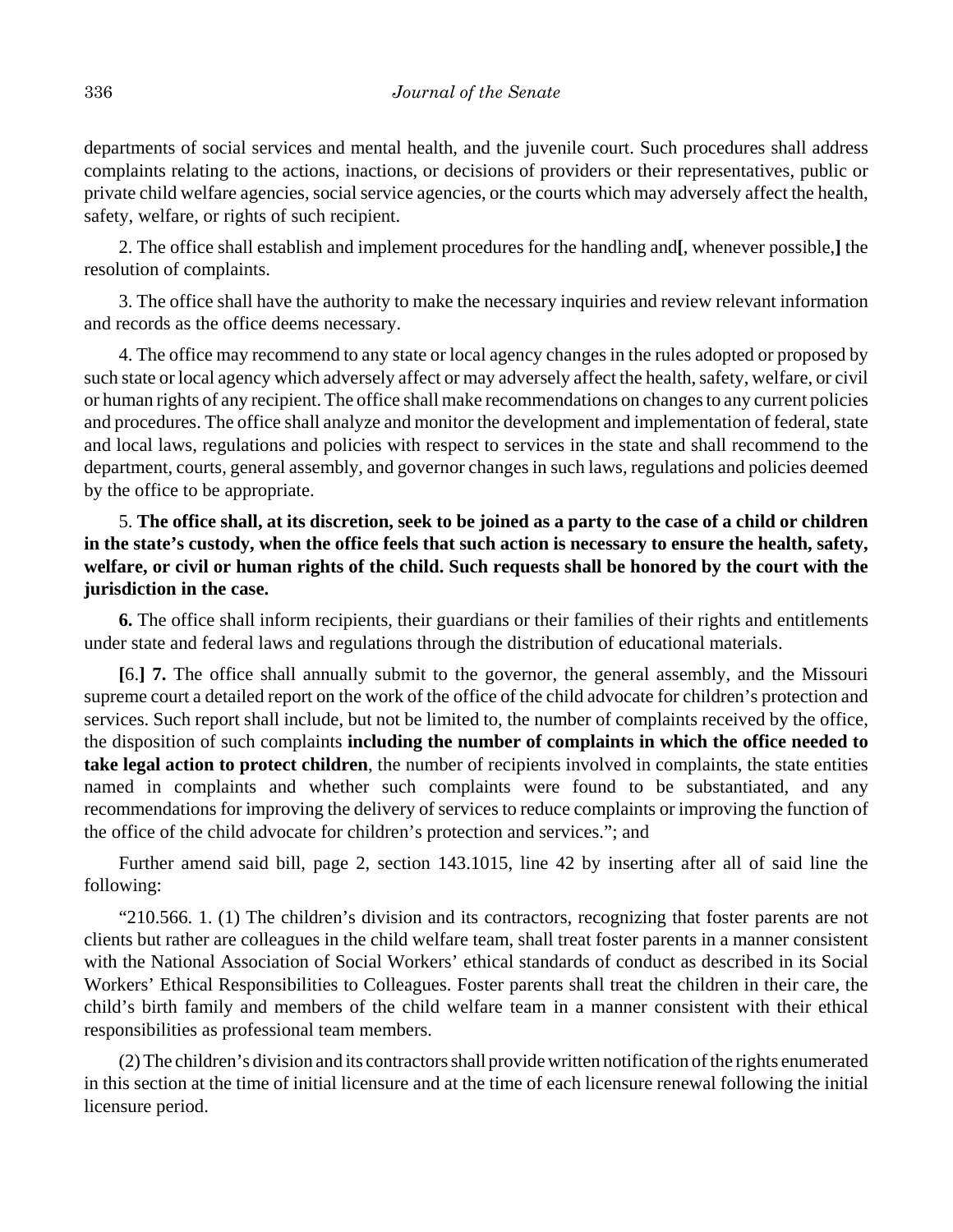departments of social services and mental health, and the juvenile court. Such procedures shall address complaints relating to the actions, inactions, or decisions of providers or their representatives, public or private child welfare agencies, social service agencies, or the courts which may adversely affect the health, safety, welfare, or rights of such recipient.

2. The office shall establish and implement procedures for the handling and**[**, whenever possible,**]** the resolution of complaints.

3. The office shall have the authority to make the necessary inquiries and review relevant information and records as the office deems necessary.

4. The office may recommend to any state or local agency changes in the rules adopted or proposed by such state or local agency which adversely affect or may adversely affect the health, safety, welfare, or civil or human rights of any recipient. The office shall make recommendations on changes to any current policies and procedures. The office shall analyze and monitor the development and implementation of federal, state and local laws, regulations and policies with respect to services in the state and shall recommend to the department, courts, general assembly, and governor changes in such laws, regulations and policies deemed by the office to be appropriate.

5. **The office shall, at its discretion, seek to be joined as a party to the case of a child or children in the state's custody, when the office feels that such action is necessary to ensure the health, safety, welfare, or civil or human rights of the child. Such requests shall be honored by the court with the jurisdiction in the case.**

**6.** The office shall inform recipients, their guardians or their families of their rights and entitlements under state and federal laws and regulations through the distribution of educational materials.

**[**6.**] 7.** The office shall annually submit to the governor, the general assembly, and the Missouri supreme court a detailed report on the work of the office of the child advocate for children's protection and services. Such report shall include, but not be limited to, the number of complaints received by the office, the disposition of such complaints **including the number of complaints in which the office needed to take legal action to protect children**, the number of recipients involved in complaints, the state entities named in complaints and whether such complaints were found to be substantiated, and any recommendations for improving the delivery of services to reduce complaints or improving the function of the office of the child advocate for children's protection and services."; and

Further amend said bill, page 2, section 143.1015, line 42 by inserting after all of said line the following:

"210.566. 1. (1) The children's division and its contractors, recognizing that foster parents are not clients but rather are colleagues in the child welfare team, shall treat foster parents in a manner consistent with the National Association of Social Workers' ethical standards of conduct as described in its Social Workers' Ethical Responsibilities to Colleagues. Foster parents shall treat the children in their care, the child's birth family and members of the child welfare team in a manner consistent with their ethical responsibilities as professional team members.

(2) The children's division and its contractors shall provide written notification of the rights enumerated in this section at the time of initial licensure and at the time of each licensure renewal following the initial licensure period.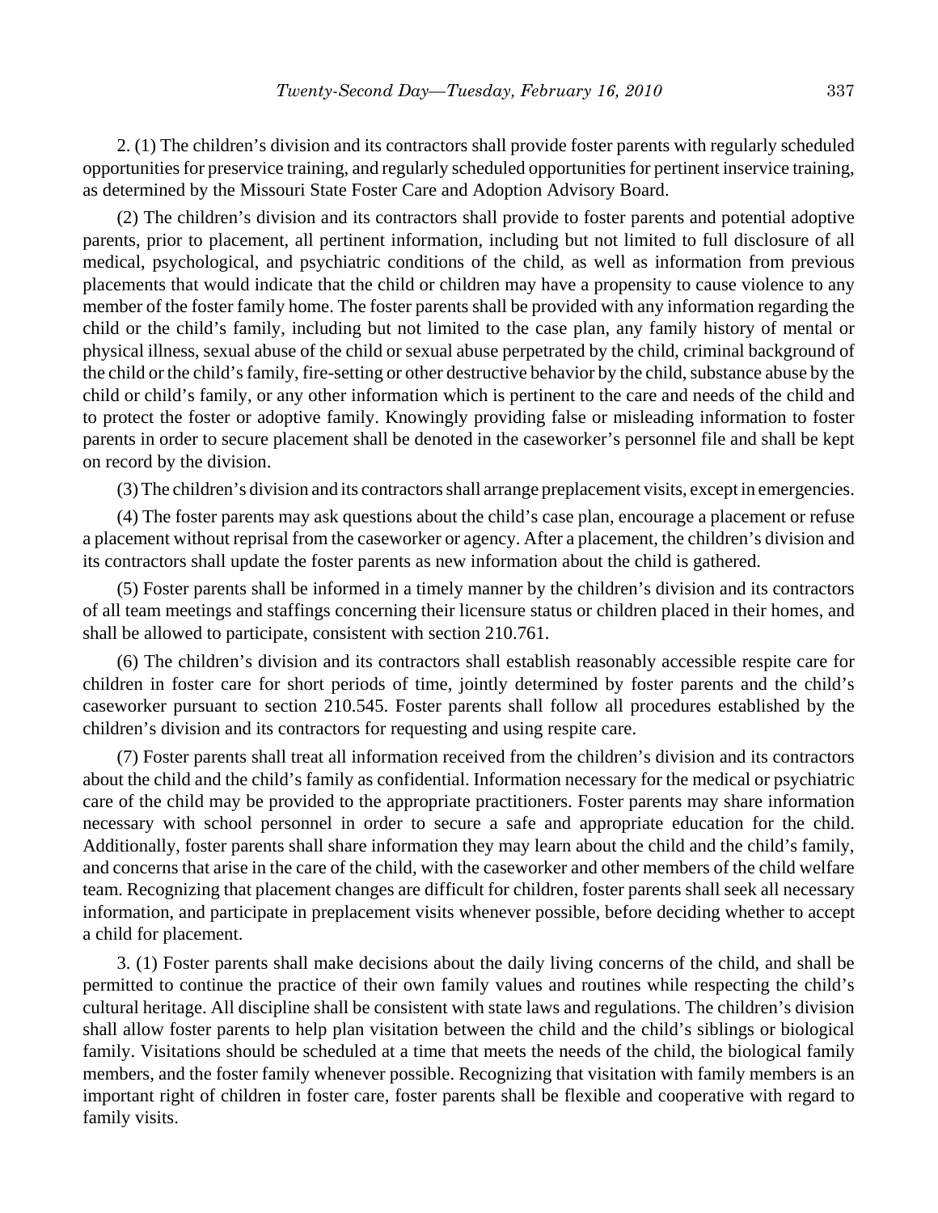2. (1) The children's division and its contractors shall provide foster parents with regularly scheduled opportunities for preservice training, and regularly scheduled opportunities for pertinent inservice training, as determined by the Missouri State Foster Care and Adoption Advisory Board.

(2) The children's division and its contractors shall provide to foster parents and potential adoptive parents, prior to placement, all pertinent information, including but not limited to full disclosure of all medical, psychological, and psychiatric conditions of the child, as well as information from previous placements that would indicate that the child or children may have a propensity to cause violence to any member of the foster family home. The foster parents shall be provided with any information regarding the child or the child's family, including but not limited to the case plan, any family history of mental or physical illness, sexual abuse of the child or sexual abuse perpetrated by the child, criminal background of the child or the child's family, fire-setting or other destructive behavior by the child, substance abuse by the child or child's family, or any other information which is pertinent to the care and needs of the child and to protect the foster or adoptive family. Knowingly providing false or misleading information to foster parents in order to secure placement shall be denoted in the caseworker's personnel file and shall be kept on record by the division.

(3) The children's division and its contractors shall arrange preplacement visits, except in emergencies.

(4) The foster parents may ask questions about the child's case plan, encourage a placement or refuse a placement without reprisal from the caseworker or agency. After a placement, the children's division and its contractors shall update the foster parents as new information about the child is gathered.

(5) Foster parents shall be informed in a timely manner by the children's division and its contractors of all team meetings and staffings concerning their licensure status or children placed in their homes, and shall be allowed to participate, consistent with section 210.761.

(6) The children's division and its contractors shall establish reasonably accessible respite care for children in foster care for short periods of time, jointly determined by foster parents and the child's caseworker pursuant to section 210.545. Foster parents shall follow all procedures established by the children's division and its contractors for requesting and using respite care.

(7) Foster parents shall treat all information received from the children's division and its contractors about the child and the child's family as confidential. Information necessary for the medical or psychiatric care of the child may be provided to the appropriate practitioners. Foster parents may share information necessary with school personnel in order to secure a safe and appropriate education for the child. Additionally, foster parents shall share information they may learn about the child and the child's family, and concerns that arise in the care of the child, with the caseworker and other members of the child welfare team. Recognizing that placement changes are difficult for children, foster parents shall seek all necessary information, and participate in preplacement visits whenever possible, before deciding whether to accept a child for placement.

3. (1) Foster parents shall make decisions about the daily living concerns of the child, and shall be permitted to continue the practice of their own family values and routines while respecting the child's cultural heritage. All discipline shall be consistent with state laws and regulations. The children's division shall allow foster parents to help plan visitation between the child and the child's siblings or biological family. Visitations should be scheduled at a time that meets the needs of the child, the biological family members, and the foster family whenever possible. Recognizing that visitation with family members is an important right of children in foster care, foster parents shall be flexible and cooperative with regard to family visits.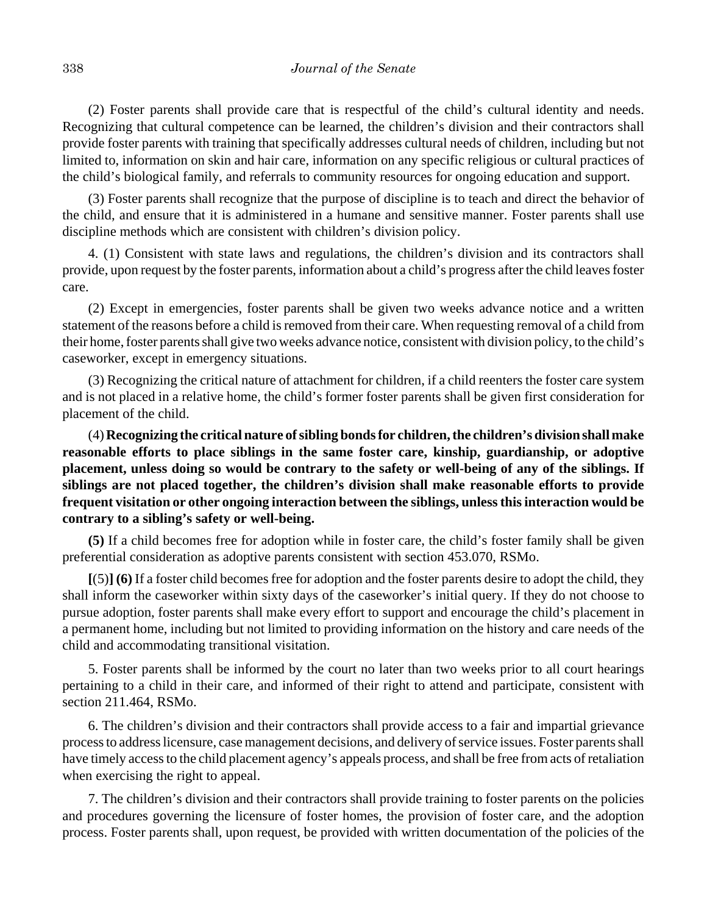(2) Foster parents shall provide care that is respectful of the child's cultural identity and needs. Recognizing that cultural competence can be learned, the children's division and their contractors shall provide foster parents with training that specifically addresses cultural needs of children, including but not limited to, information on skin and hair care, information on any specific religious or cultural practices of the child's biological family, and referrals to community resources for ongoing education and support.

(3) Foster parents shall recognize that the purpose of discipline is to teach and direct the behavior of the child, and ensure that it is administered in a humane and sensitive manner. Foster parents shall use discipline methods which are consistent with children's division policy.

4. (1) Consistent with state laws and regulations, the children's division and its contractors shall provide, upon request by the foster parents, information about a child's progress after the child leaves foster care.

(2) Except in emergencies, foster parents shall be given two weeks advance notice and a written statement of the reasons before a child is removed from their care. When requesting removal of a child from their home, foster parents shall give two weeks advance notice, consistent with division policy, to the child's caseworker, except in emergency situations.

(3) Recognizing the critical nature of attachment for children, if a child reenters the foster care system and is not placed in a relative home, the child's former foster parents shall be given first consideration for placement of the child.

(4) **Recognizing the critical nature of sibling bonds for children, the children's division shall make reasonable efforts to place siblings in the same foster care, kinship, guardianship, or adoptive placement, unless doing so would be contrary to the safety or well-being of any of the siblings. If siblings are not placed together, the children's division shall make reasonable efforts to provide frequent visitation or other ongoing interaction between the siblings, unless this interaction would be contrary to a sibling's safety or well-being.**

**(5)** If a child becomes free for adoption while in foster care, the child's foster family shall be given preferential consideration as adoptive parents consistent with section 453.070, RSMo.

**[**(5)**] (6)** If a foster child becomes free for adoption and the foster parents desire to adopt the child, they shall inform the caseworker within sixty days of the caseworker's initial query. If they do not choose to pursue adoption, foster parents shall make every effort to support and encourage the child's placement in a permanent home, including but not limited to providing information on the history and care needs of the child and accommodating transitional visitation.

5. Foster parents shall be informed by the court no later than two weeks prior to all court hearings pertaining to a child in their care, and informed of their right to attend and participate, consistent with section 211.464, RSMo.

6. The children's division and their contractors shall provide access to a fair and impartial grievance process to address licensure, case management decisions, and delivery of service issues. Foster parents shall have timely access to the child placement agency's appeals process, and shall be free from acts of retaliation when exercising the right to appeal.

7. The children's division and their contractors shall provide training to foster parents on the policies and procedures governing the licensure of foster homes, the provision of foster care, and the adoption process. Foster parents shall, upon request, be provided with written documentation of the policies of the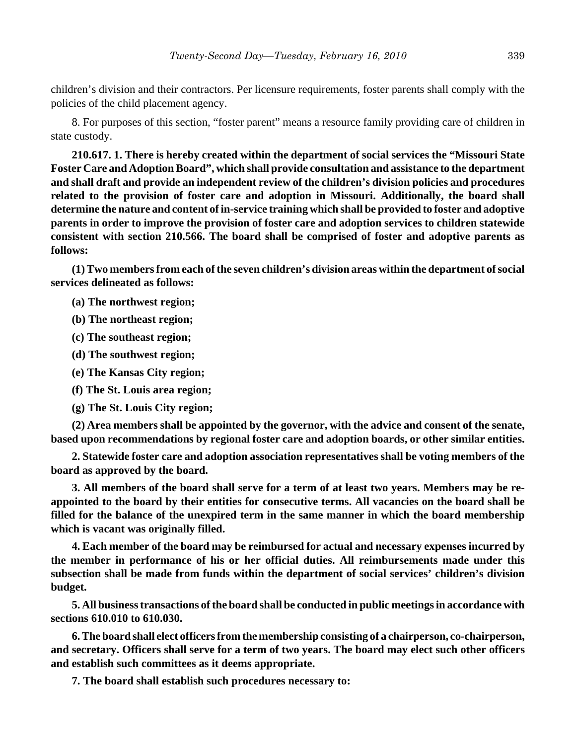children's division and their contractors. Per licensure requirements, foster parents shall comply with the policies of the child placement agency.

8. For purposes of this section, "foster parent" means a resource family providing care of children in state custody.

**210.617. 1. There is hereby created within the department of social services the "Missouri State Foster Care and Adoption Board", which shall provide consultation and assistance to the department and shall draft and provide an independent review of the children's division policies and procedures related to the provision of foster care and adoption in Missouri. Additionally, the board shall determine the nature and content of in-service training which shall be provided to foster and adoptive parents in order to improve the provision of foster care and adoption services to children statewide consistent with section 210.566. The board shall be comprised of foster and adoptive parents as follows:**

**(1) Two members from each of the seven children's division areas within the department of social services delineated as follows:**

**(a) The northwest region;**

**(b) The northeast region;**

**(c) The southeast region;**

**(d) The southwest region;**

**(e) The Kansas City region;**

**(f) The St. Louis area region;**

**(g) The St. Louis City region;**

**(2) Area members shall be appointed by the governor, with the advice and consent of the senate, based upon recommendations by regional foster care and adoption boards, or other similar entities.**

**2. Statewide foster care and adoption association representatives shall be voting members of the board as approved by the board.**

**3. All members of the board shall serve for a term of at least two years. Members may be re-appointed to the board by their entities for consecutive terms. All vacancies on the board shall be filled for the balance of the unexpired term in the same manner in which the board membership which is vacant was originally filled.**

**4. Each member of the board may be reimbursed for actual and necessary expenses incurred by the member in performance of his or her official duties. All reimbursements made under this subsection shall be made from funds within the department of social services' children's division budget.**

**5. All business transactions of the board shall be conducted in public meetings in accordance with sections 610.010 to 610.030.**

**6. The board shall elect officers from the membership consisting of a chairperson, co-chairperson, and secretary. Officers shall serve for a term of two years. The board may elect such other officers and establish such committees as it deems appropriate.**

**7. The board shall establish such procedures necessary to:**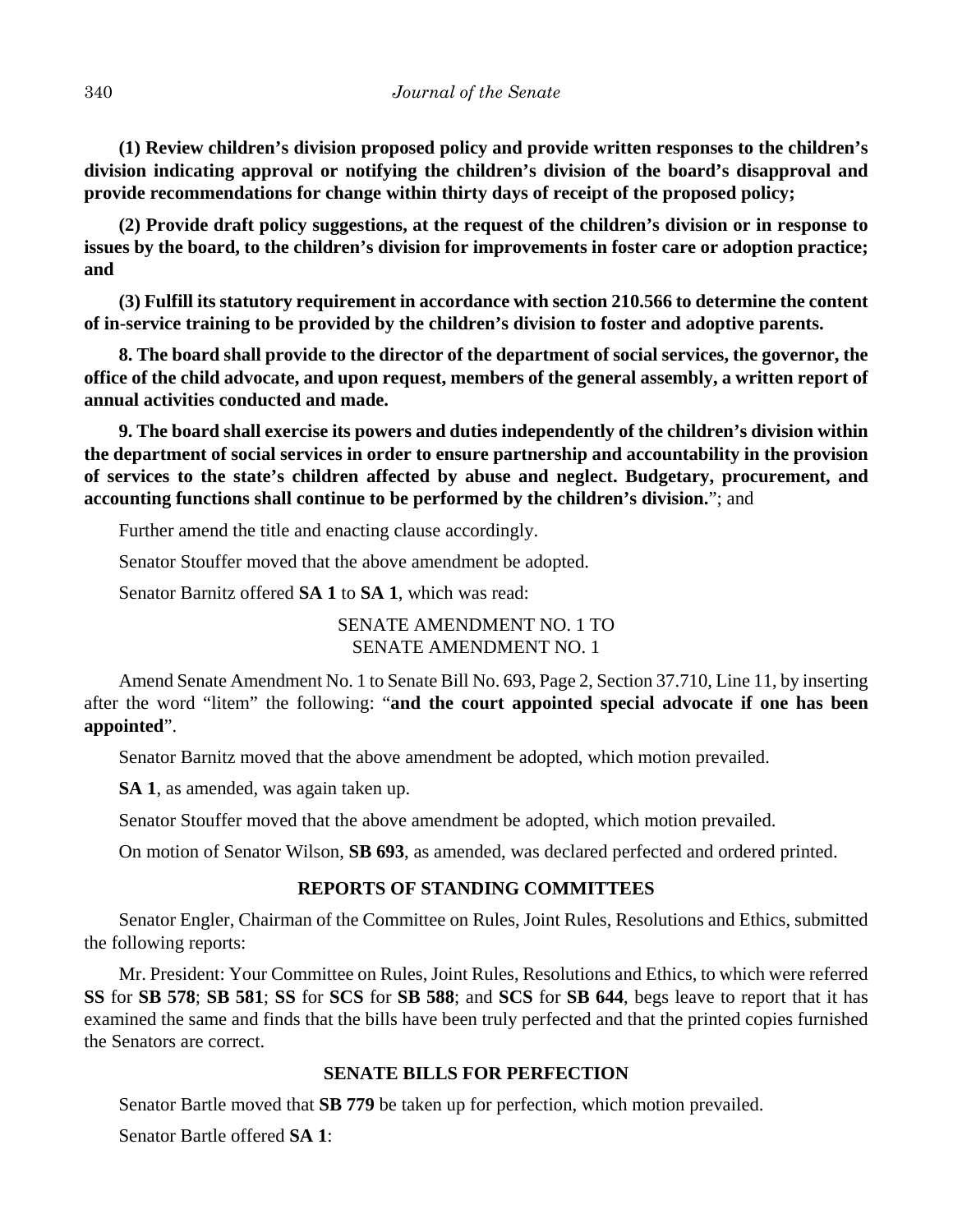**(1) Review children's division proposed policy and provide written responses to the children's division indicating approval or notifying the children's division of the board's disapproval and provide recommendations for change within thirty days of receipt of the proposed policy;**

**(2) Provide draft policy suggestions, at the request of the children's division or in response to issues by the board, to the children's division for improvements in foster care or adoption practice; and**

**(3) Fulfill its statutory requirement in accordance with section 210.566 to determine the content of in-service training to be provided by the children's division to foster and adoptive parents.**

**8. The board shall provide to the director of the department of social services, the governor, the office of the child advocate, and upon request, members of the general assembly, a written report of annual activities conducted and made.**

**9. The board shall exercise its powers and duties independently of the children's division within the department of social services in order to ensure partnership and accountability in the provision of services to the state's children affected by abuse and neglect. Budgetary, procurement, and accounting functions shall continue to be performed by the children's division.**"; and

Further amend the title and enacting clause accordingly.

Senator Stouffer moved that the above amendment be adopted.

Senator Barnitz offered **SA 1** to **SA 1**, which was read:

SENATE AMENDMENT NO. 1 TO
SENATE AMENDMENT NO. 1

Amend Senate Amendment No. 1 to Senate Bill No. 693, Page 2, Section 37.710, Line 11, by inserting after the word "litem" the following: "**and the court appointed special advocate if one has been appointed**".

Senator Barnitz moved that the above amendment be adopted, which motion prevailed.

**SA 1**, as amended, was again taken up.

Senator Stouffer moved that the above amendment be adopted, which motion prevailed.

On motion of Senator Wilson, **SB 693**, as amended, was declared perfected and ordered printed.

## REPORTS OF STANDING COMMITTEES

Senator Engler, Chairman of the Committee on Rules, Joint Rules, Resolutions and Ethics, submitted the following reports:

Mr. President: Your Committee on Rules, Joint Rules, Resolutions and Ethics, to which were referred **SS** for **SB 578**; **SB 581**; **SS** for **SCS** for **SB 588**; and **SCS** for **SB 644**, begs leave to report that it has examined the same and finds that the bills have been truly perfected and that the printed copies furnished the Senators are correct.

## SENATE BILLS FOR PERFECTION

Senator Bartle moved that **SB 779** be taken up for perfection, which motion prevailed.

Senator Bartle offered **SA 1**: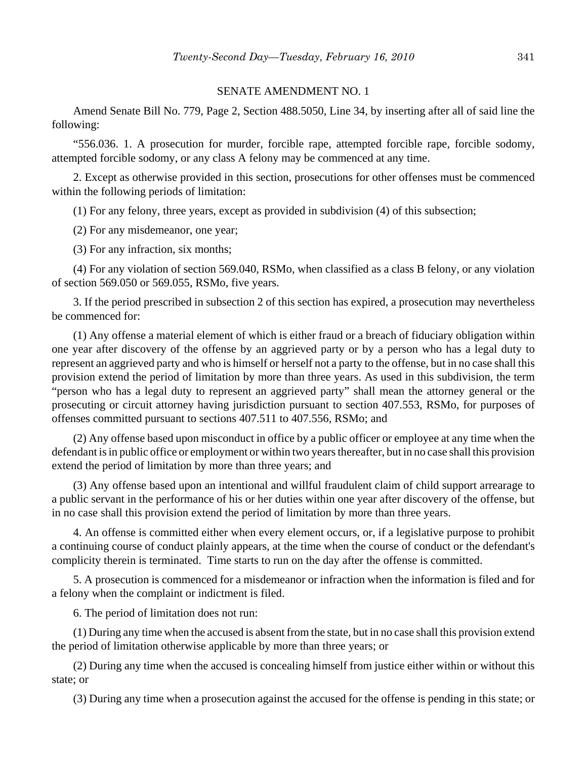SENATE AMENDMENT NO. 1

Amend Senate Bill No. 779, Page 2, Section 488.5050, Line 34, by inserting after all of said line the following:

"556.036. 1. A prosecution for murder, forcible rape, attempted forcible rape, forcible sodomy, attempted forcible sodomy, or any class A felony may be commenced at any time.

2. Except as otherwise provided in this section, prosecutions for other offenses must be commenced within the following periods of limitation:

(1) For any felony, three years, except as provided in subdivision (4) of this subsection;

(2) For any misdemeanor, one year;

(3) For any infraction, six months;

(4) For any violation of section 569.040, RSMo, when classified as a class B felony, or any violation of section 569.050 or 569.055, RSMo, five years.

3. If the period prescribed in subsection 2 of this section has expired, a prosecution may nevertheless be commenced for:

(1) Any offense a material element of which is either fraud or a breach of fiduciary obligation within one year after discovery of the offense by an aggrieved party or by a person who has a legal duty to represent an aggrieved party and who is himself or herself not a party to the offense, but in no case shall this provision extend the period of limitation by more than three years. As used in this subdivision, the term "person who has a legal duty to represent an aggrieved party" shall mean the attorney general or the prosecuting or circuit attorney having jurisdiction pursuant to section 407.553, RSMo, for purposes of offenses committed pursuant to sections 407.511 to 407.556, RSMo; and

(2) Any offense based upon misconduct in office by a public officer or employee at any time when the defendant is in public office or employment or within two years thereafter, but in no case shall this provision extend the period of limitation by more than three years; and

(3) Any offense based upon an intentional and willful fraudulent claim of child support arrearage to a public servant in the performance of his or her duties within one year after discovery of the offense, but in no case shall this provision extend the period of limitation by more than three years.

4. An offense is committed either when every element occurs, or, if a legislative purpose to prohibit a continuing course of conduct plainly appears, at the time when the course of conduct or the defendant's complicity therein is terminated. Time starts to run on the day after the offense is committed.

5. A prosecution is commenced for a misdemeanor or infraction when the information is filed and for a felony when the complaint or indictment is filed.

6. The period of limitation does not run:

(1) During any time when the accused is absent from the state, but in no case shall this provision extend the period of limitation otherwise applicable by more than three years; or

(2) During any time when the accused is concealing himself from justice either within or without this state; or

(3) During any time when a prosecution against the accused for the offense is pending in this state; or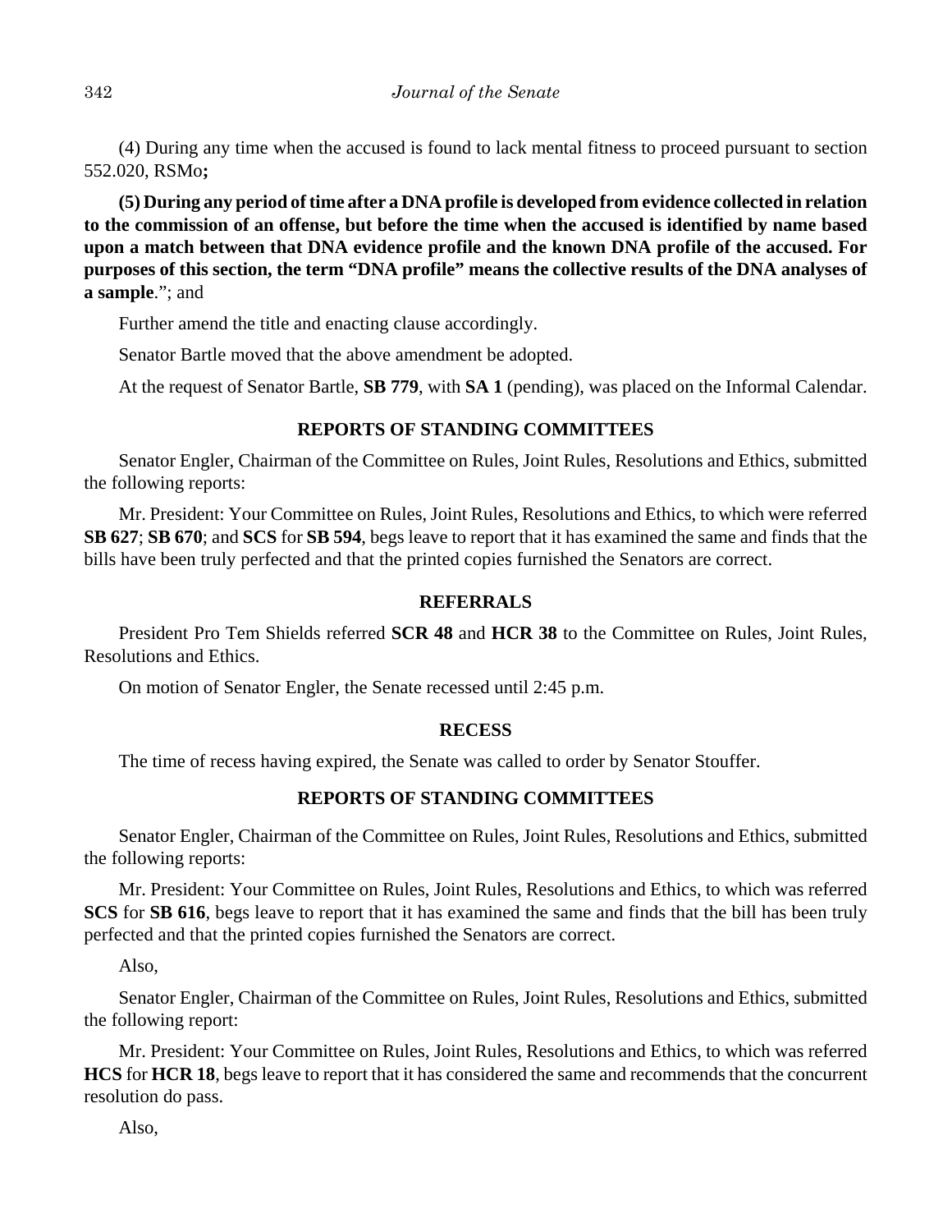(4) During any time when the accused is found to lack mental fitness to proceed pursuant to section 552.020, RSMo**;**

**(5) During any period of time after a DNA profile is developed from evidence collected in relation to the commission of an offense, but before the time when the accused is identified by name based upon a match between that DNA evidence profile and the known DNA profile of the accused. For purposes of this section, the term "DNA profile" means the collective results of the DNA analyses of a sample**."; and

Further amend the title and enacting clause accordingly.

Senator Bartle moved that the above amendment be adopted.

At the request of Senator Bartle, **SB 779**, with **SA 1** (pending), was placed on the Informal Calendar.

## REPORTS OF STANDING COMMITTEES

Senator Engler, Chairman of the Committee on Rules, Joint Rules, Resolutions and Ethics, submitted the following reports:

Mr. President: Your Committee on Rules, Joint Rules, Resolutions and Ethics, to which were referred **SB 627**; **SB 670**; and **SCS** for **SB 594**, begs leave to report that it has examined the same and finds that the bills have been truly perfected and that the printed copies furnished the Senators are correct.

## REFERRALS

President Pro Tem Shields referred **SCR 48** and **HCR 38** to the Committee on Rules, Joint Rules, Resolutions and Ethics.

On motion of Senator Engler, the Senate recessed until 2:45 p.m.

## RECESS

The time of recess having expired, the Senate was called to order by Senator Stouffer.

## REPORTS OF STANDING COMMITTEES

Senator Engler, Chairman of the Committee on Rules, Joint Rules, Resolutions and Ethics, submitted the following reports:

Mr. President: Your Committee on Rules, Joint Rules, Resolutions and Ethics, to which was referred **SCS** for **SB 616**, begs leave to report that it has examined the same and finds that the bill has been truly perfected and that the printed copies furnished the Senators are correct.

Also,

Senator Engler, Chairman of the Committee on Rules, Joint Rules, Resolutions and Ethics, submitted the following report:

Mr. President: Your Committee on Rules, Joint Rules, Resolutions and Ethics, to which was referred **HCS** for **HCR 18**, begs leave to report that it has considered the same and recommends that the concurrent resolution do pass.

Also,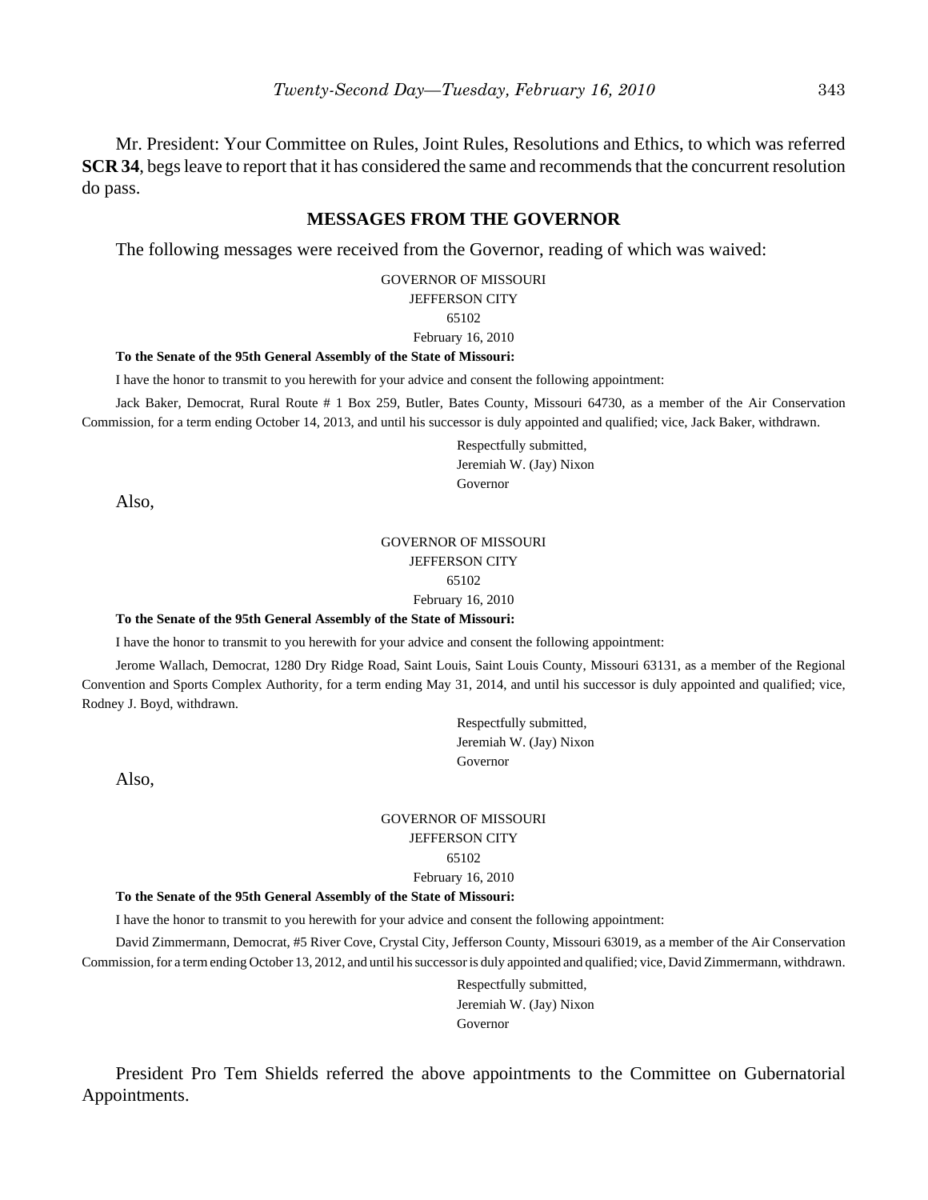Mr. President: Your Committee on Rules, Joint Rules, Resolutions and Ethics, to which was referred **SCR 34**, begs leave to report that it has considered the same and recommends that the concurrent resolution do pass.

## MESSAGES FROM THE GOVERNOR

The following messages were received from the Governor, reading of which was waived:

GOVERNOR OF MISSOURI
JEFFERSON CITY
65102
February 16, 2010

**To the Senate of the 95th General Assembly of the State of Missouri:**

I have the honor to transmit to you herewith for your advice and consent the following appointment:

Jack Baker, Democrat, Rural Route # 1 Box 259, Butler, Bates County, Missouri 64730, as a member of the Air Conservation Commission, for a term ending October 14, 2013, and until his successor is duly appointed and qualified; vice, Jack Baker, withdrawn.

Respectfully submitted,
Jeremiah W. (Jay) Nixon
Governor

Also,

GOVERNOR OF MISSOURI
JEFFERSON CITY
65102
February 16, 2010

**To the Senate of the 95th General Assembly of the State of Missouri:**

I have the honor to transmit to you herewith for your advice and consent the following appointment:

Jerome Wallach, Democrat, 1280 Dry Ridge Road, Saint Louis, Saint Louis County, Missouri 63131, as a member of the Regional Convention and Sports Complex Authority, for a term ending May 31, 2014, and until his successor is duly appointed and qualified; vice, Rodney J. Boyd, withdrawn.

Respectfully submitted,
Jeremiah W. (Jay) Nixon
Governor

Also,

GOVERNOR OF MISSOURI
JEFFERSON CITY
65102
February 16, 2010

**To the Senate of the 95th General Assembly of the State of Missouri:**

I have the honor to transmit to you herewith for your advice and consent the following appointment:

David Zimmermann, Democrat, #5 River Cove, Crystal City, Jefferson County, Missouri 63019, as a member of the Air Conservation Commission, for a term ending October 13, 2012, and until his successor is duly appointed and qualified; vice, David Zimmermann, withdrawn.

Respectfully submitted,
Jeremiah W. (Jay) Nixon
Governor

President Pro Tem Shields referred the above appointments to the Committee on Gubernatorial Appointments.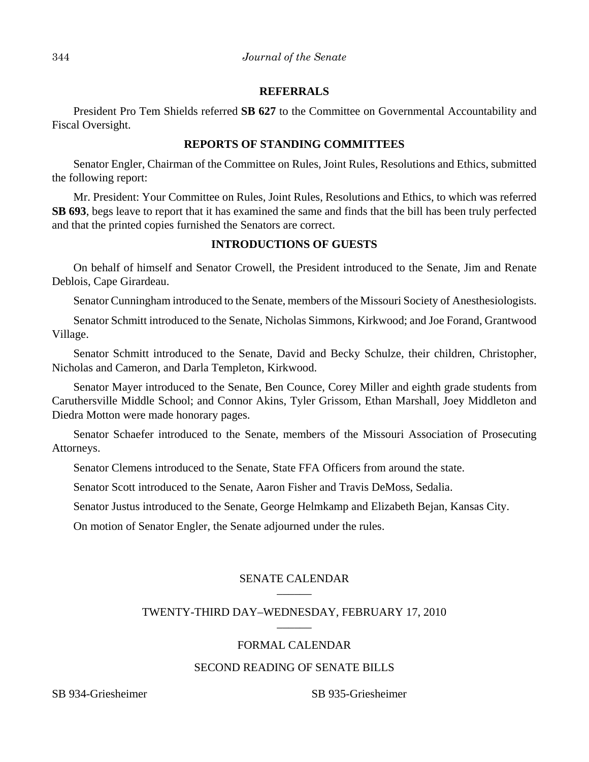## REFERRALS

President Pro Tem Shields referred **SB 627** to the Committee on Governmental Accountability and Fiscal Oversight.

## REPORTS OF STANDING COMMITTEES

Senator Engler, Chairman of the Committee on Rules, Joint Rules, Resolutions and Ethics, submitted the following report:

Mr. President: Your Committee on Rules, Joint Rules, Resolutions and Ethics, to which was referred **SB 693**, begs leave to report that it has examined the same and finds that the bill has been truly perfected and that the printed copies furnished the Senators are correct.

## INTRODUCTIONS OF GUESTS

On behalf of himself and Senator Crowell, the President introduced to the Senate, Jim and Renate Deblois, Cape Girardeau.

Senator Cunningham introduced to the Senate, members of the Missouri Society of Anesthesiologists.

Senator Schmitt introduced to the Senate, Nicholas Simmons, Kirkwood; and Joe Forand, Grantwood Village.

Senator Schmitt introduced to the Senate, David and Becky Schulze, their children, Christopher, Nicholas and Cameron, and Darla Templeton, Kirkwood.

Senator Mayer introduced to the Senate, Ben Counce, Corey Miller and eighth grade students from Caruthersville Middle School; and Connor Akins, Tyler Grissom, Ethan Marshall, Joey Middleton and Diedra Motton were made honorary pages.

Senator Schaefer introduced to the Senate, members of the Missouri Association of Prosecuting Attorneys.

Senator Clemens introduced to the Senate, State FFA Officers from around the state.

Senator Scott introduced to the Senate, Aaron Fisher and Travis DeMoss, Sedalia.

Senator Justus introduced to the Senate, George Helmkamp and Elizabeth Bejan, Kansas City.

On motion of Senator Engler, the Senate adjourned under the rules.

## SENATE CALENDAR

______

## TWENTY-THIRD DAY–WEDNESDAY, FEBRUARY 17, 2010

______

## FORMAL CALENDAR

## SECOND READING OF SENATE BILLS

SB 934-Griesheimer

SB 935-Griesheimer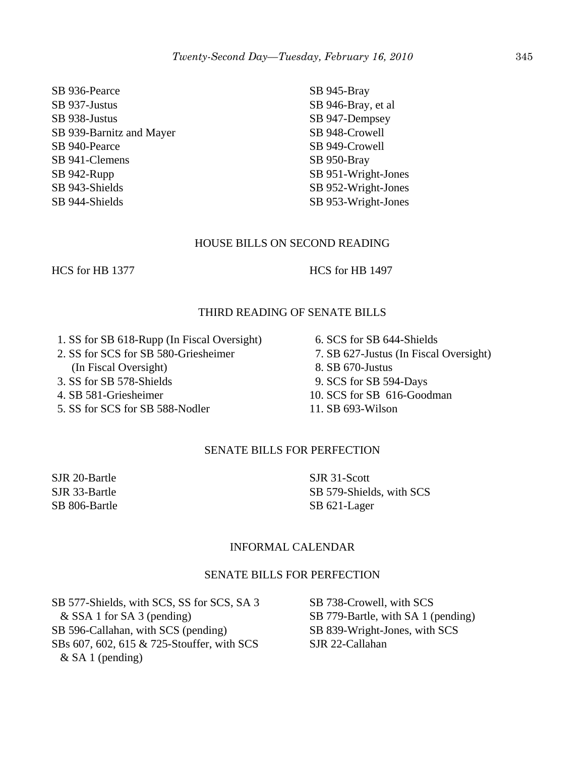SB 936-Pearce
SB 937-Justus
SB 938-Justus
SB 939-Barnitz and Mayer
SB 940-Pearce
SB 941-Clemens
SB 942-Rupp
SB 943-Shields
SB 944-Shields
SB 945-Bray
SB 946-Bray, et al
SB 947-Dempsey
SB 948-Crowell
SB 949-Crowell
SB 950-Bray
SB 951-Wright-Jones
SB 952-Wright-Jones
SB 953-Wright-Jones

## HOUSE BILLS ON SECOND READING

HCS for HB 1377
HCS for HB 1497

## THIRD READING OF SENATE BILLS

1. SS for SB 618-Rupp (In Fiscal Oversight)
2. SS for SCS for SB 580-Griesheimer (In Fiscal Oversight)
3. SS for SB 578-Shields
4. SB 581-Griesheimer
5. SS for SCS for SB 588-Nodler
6. SCS for SB 644-Shields
7. SB 627-Justus (In Fiscal Oversight)
8. SB 670-Justus
9. SCS for SB 594-Days
10. SCS for SB 616-Goodman
11. SB 693-Wilson

## SENATE BILLS FOR PERFECTION

SJR 20-Bartle
SJR 33-Bartle
SB 806-Bartle
SJR 31-Scott
SB 579-Shields, with SCS
SB 621-Lager

## INFORMAL CALENDAR

## SENATE BILLS FOR PERFECTION

SB 577-Shields, with SCS, SS for SCS, SA 3 & SSA 1 for SA 3 (pending)
SB 596-Callahan, with SCS (pending)
SBs 607, 602, 615 & 725-Stouffer, with SCS & SA 1 (pending)
SB 738-Crowell, with SCS
SB 779-Bartle, with SA 1 (pending)
SB 839-Wright-Jones, with SCS
SJR 22-Callahan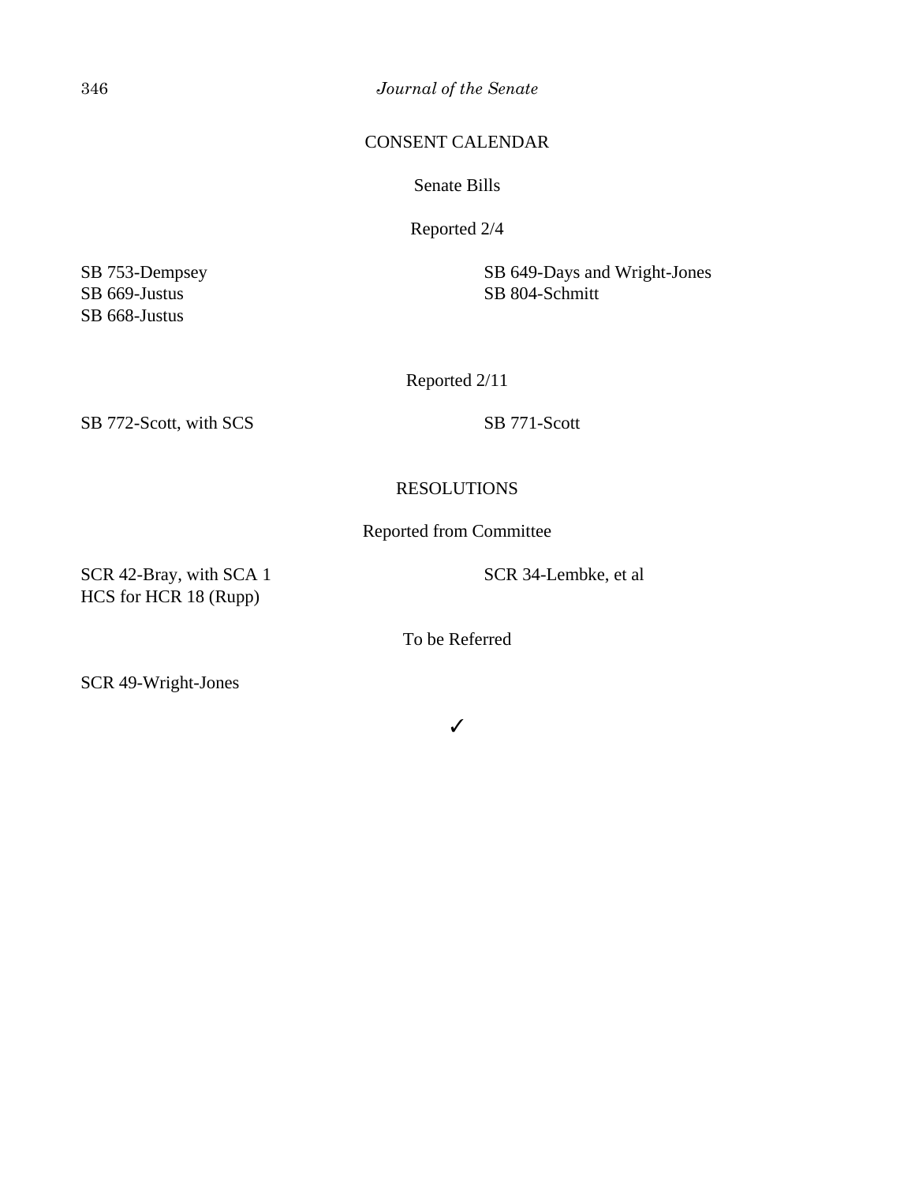## CONSENT CALENDAR

### Senate Bills

Reported 2/4

SB 753-Dempsey
SB 669-Justus
SB 668-Justus
SB 649-Days and Wright-Jones
SB 804-Schmitt

Reported 2/11

SB 772-Scott, with SCS
SB 771-Scott

## RESOLUTIONS

Reported from Committee

SCR 42-Bray, with SCA 1
HCS for HCR 18 (Rupp)
SCR 34-Lembke, et al

To be Referred

SCR 49-Wright-Jones

✓